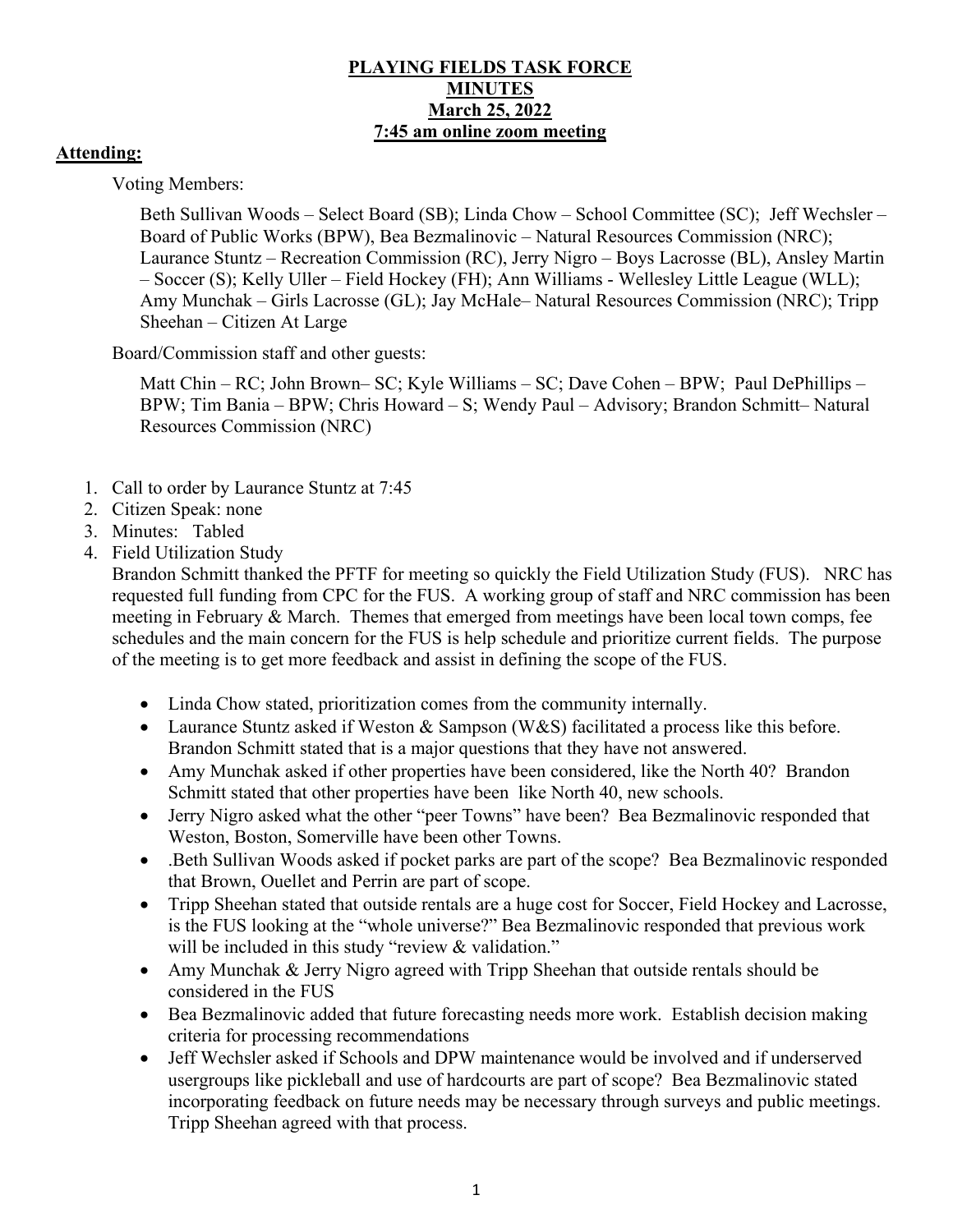# PLAYING FIELDS TASK FORCE
## MINUTES
## March 25, 2022
## 7:45 am online zoom meeting

**Attending:**

Voting Members:

Beth Sullivan Woods – Select Board (SB); Linda Chow – School Committee (SC); Jeff Wechsler – Board of Public Works (BPW), Bea Bezmalinovic – Natural Resources Commission (NRC); Laurance Stuntz – Recreation Commission (RC), Jerry Nigro – Boys Lacrosse (BL), Ansley Martin – Soccer (S); Kelly Uller – Field Hockey (FH); Ann Williams - Wellesley Little League (WLL); Amy Munchak – Girls Lacrosse (GL); Jay McHale– Natural Resources Commission (NRC); Tripp Sheehan – Citizen At Large

Board/Commission staff and other guests:

Matt Chin – RC; John Brown– SC; Kyle Williams – SC; Dave Cohen – BPW; Paul DePhillips – BPW; Tim Bania – BPW; Chris Howard – S; Wendy Paul – Advisory; Brandon Schmitt– Natural Resources Commission (NRC)

1. Call to order by Laurance Stuntz at 7:45
2. Citizen Speak: none
3. Minutes: Tabled
4. Field Utilization Study
   Brandon Schmitt thanked the PFTF for meeting so quickly the Field Utilization Study (FUS). NRC has requested full funding from CPC for the FUS. A working group of staff and NRC commission has been meeting in February & March. Themes that emerged from meetings have been local town comps, fee schedules and the main concern for the FUS is help schedule and prioritize current fields. The purpose of the meeting is to get more feedback and assist in defining the scope of the FUS.

   - Linda Chow stated, prioritization comes from the community internally.
   - Laurance Stuntz asked if Weston & Sampson (W&S) facilitated a process like this before. Brandon Schmitt stated that is a major questions that they have not answered.
   - Amy Munchak asked if other properties have been considered, like the North 40? Brandon Schmitt stated that other properties have been like North 40, new schools.
   - Jerry Nigro asked what the other "peer Towns" have been? Bea Bezmalinovic responded that Weston, Boston, Somerville have been other Towns.
   - .Beth Sullivan Woods asked if pocket parks are part of the scope? Bea Bezmalinovic responded that Brown, Ouellet and Perrin are part of scope.
   - Tripp Sheehan stated that outside rentals are a huge cost for Soccer, Field Hockey and Lacrosse, is the FUS looking at the "whole universe?" Bea Bezmalinovic responded that previous work will be included in this study "review & validation."
   - Amy Munchak & Jerry Nigro agreed with Tripp Sheehan that outside rentals should be considered in the FUS
   - Bea Bezmalinovic added that future forecasting needs more work. Establish decision making criteria for processing recommendations
   - Jeff Wechsler asked if Schools and DPW maintenance would be involved and if underserved usergroups like pickleball and use of hardcourts are part of scope? Bea Bezmalinovic stated incorporating feedback on future needs may be necessary through surveys and public meetings. Tripp Sheehan agreed with that process.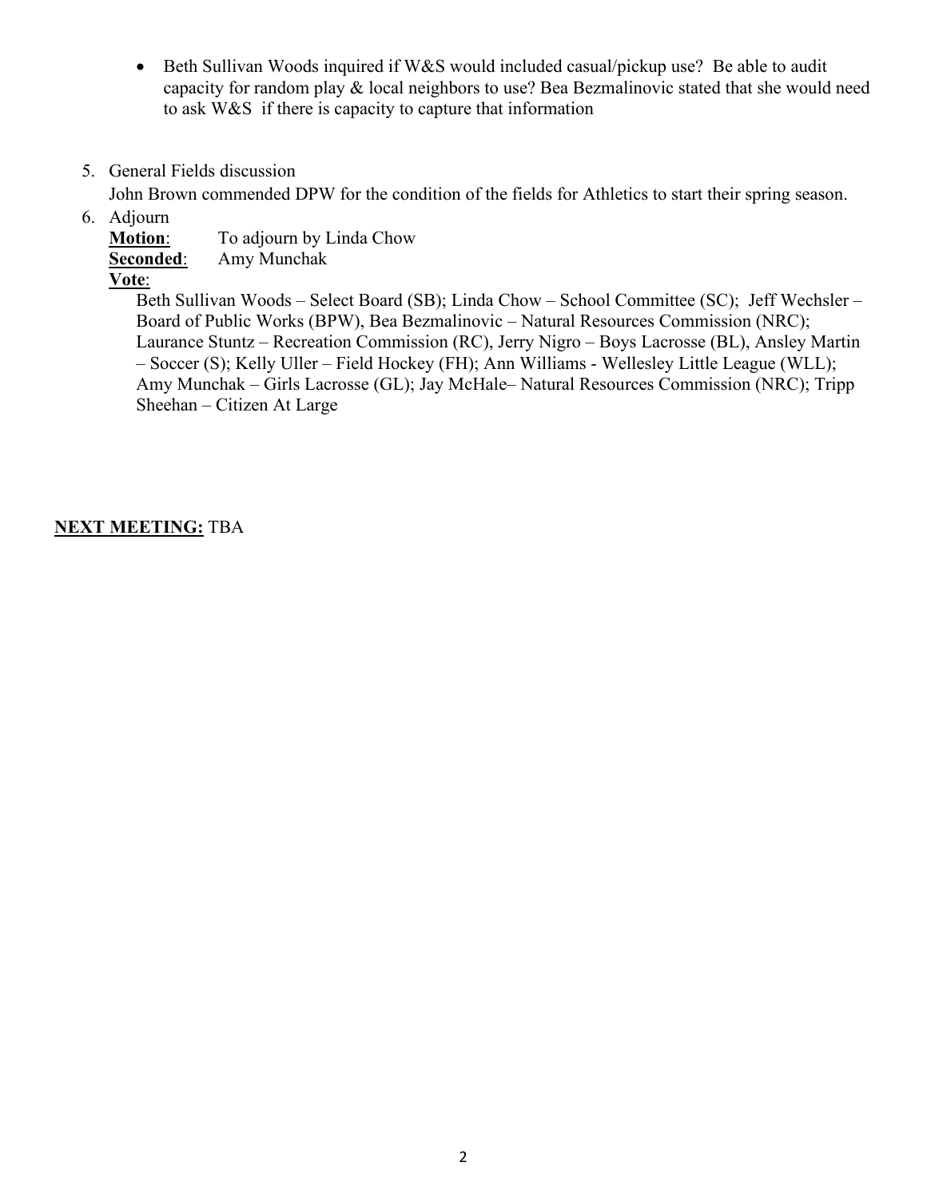- Beth Sullivan Woods inquired if W&S would included casual/pickup use?  Be able to audit capacity for random play & local neighbors to use? Bea Bezmalinovic stated that she would need to ask W&S  if there is capacity to capture that information

5. General Fields discussion
   John Brown commended DPW for the condition of the fields for Athletics to start their spring season.
6. Adjourn
   **Motion**: To adjourn by Linda Chow
   **Seconded**: Amy Munchak
   **Vote**:
   Beth Sullivan Woods – Select Board (SB); Linda Chow – School Committee (SC);  Jeff Wechsler – Board of Public Works (BPW), Bea Bezmalinovic – Natural Resources Commission (NRC); Laurance Stuntz – Recreation Commission (RC), Jerry Nigro – Boys Lacrosse (BL), Ansley Martin – Soccer (S); Kelly Uller – Field Hockey (FH); Ann Williams - Wellesley Little League (WLL); Amy Munchak – Girls Lacrosse (GL); Jay McHale– Natural Resources Commission (NRC); Tripp Sheehan – Citizen At Large

**NEXT MEETING:** TBA